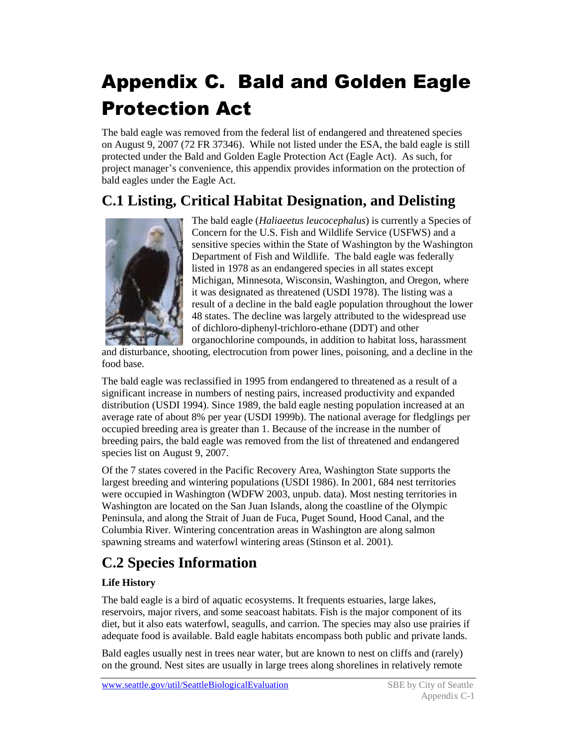# Appendix C. Bald and Golden Eagle Protection Act

The bald eagle was removed from the federal list of endangered and threatened species on August 9, 2007 (72 FR 37346). While not listed under the ESA, the bald eagle is still protected under the Bald and Golden Eagle Protection Act (Eagle Act). As such, for project manager's convenience, this appendix provides information on the protection of bald eagles under the Eagle Act.

## C.1 Listing, Critical Habitat Designation, and Delisting

The bald eagle (*Haliaeetus leucocephalus*) is currently a Species of Concern for the U.S. Fish and Wildlife Service (USFWS) and a sensitive species within the State of Washington by the Washington Department of Fish and Wildlife. The bald eagle was federally listed in 1978 as an endangered species in all states except Michigan, Minnesota, Wisconsin, Washington, and Oregon, where it was designated as threatened (USDI 1978). The listing was a result of a decline in the bald eagle population throughout the lower 48 states. The decline was largely attributed to the widespread use of dichloro-diphenyl-trichloro-ethane (DDT) and other organochlorine compounds, in addition to habitat loss, harassment and disturbance, shooting, electrocution from power lines, poisoning, and a decline in the food base.

The bald eagle was reclassified in 1995 from endangered to threatened as a result of a significant increase in numbers of nesting pairs, increased productivity and expanded distribution (USDI 1994). Since 1989, the bald eagle nesting population increased at an average rate of about 8% per year (USDI 1999b). The national average for fledglings per occupied breeding area is greater than 1. Because of the increase in the number of breeding pairs, the bald eagle was removed from the list of threatened and endangered species list on August 9, 2007.

Of the 7 states covered in the Pacific Recovery Area, Washington State supports the largest breeding and wintering populations (USDI 1986). In 2001, 684 nest territories were occupied in Washington (WDFW 2003, unpub. data). Most nesting territories in Washington are located on the San Juan Islands, along the coastline of the Olympic Peninsula, and along the Strait of Juan de Fuca, Puget Sound, Hood Canal, and the Columbia River. Wintering concentration areas in Washington are along salmon spawning streams and waterfowl wintering areas (Stinson et al. 2001).

## C.2 Species Information

**Life History**

The bald eagle is a bird of aquatic ecosystems. It frequents estuaries, large lakes, reservoirs, major rivers, and some seacoast habitats. Fish is the major component of its diet, but it also eats waterfowl, seagulls, and carrion. The species may also use prairies if adequate food is available. Bald eagle habitats encompass both public and private lands.

Bald eagles usually nest in trees near water, but are known to nest on cliffs and (rarely) on the ground. Nest sites are usually in large trees along shorelines in relatively remote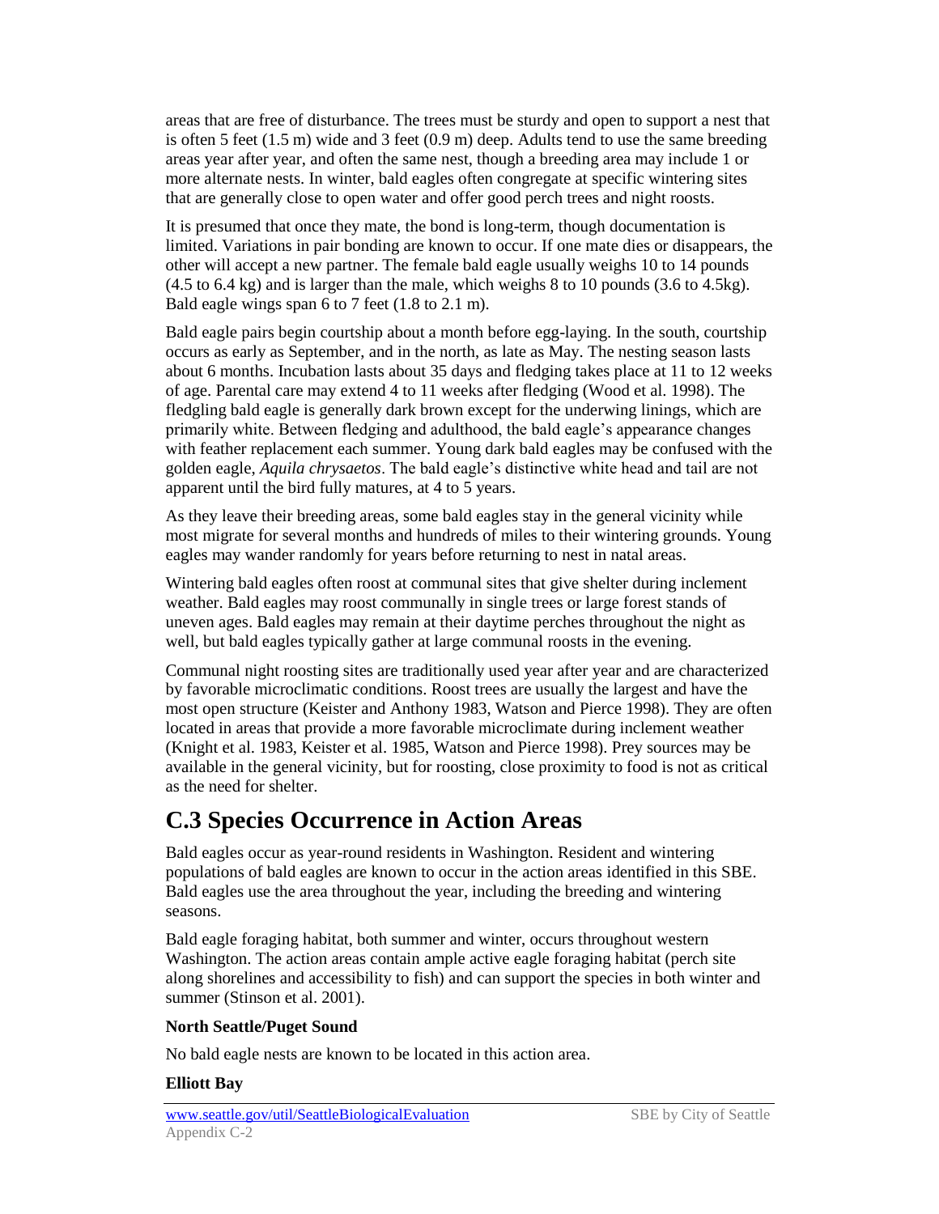areas that are free of disturbance. The trees must be sturdy and open to support a nest that is often 5 feet (1.5 m) wide and 3 feet (0.9 m) deep. Adults tend to use the same breeding areas year after year, and often the same nest, though a breeding area may include 1 or more alternate nests. In winter, bald eagles often congregate at specific wintering sites that are generally close to open water and offer good perch trees and night roosts.

It is presumed that once they mate, the bond is long-term, though documentation is limited. Variations in pair bonding are known to occur. If one mate dies or disappears, the other will accept a new partner. The female bald eagle usually weighs 10 to 14 pounds (4.5 to 6.4 kg) and is larger than the male, which weighs 8 to 10 pounds (3.6 to 4.5kg). Bald eagle wings span 6 to 7 feet (1.8 to 2.1 m).

Bald eagle pairs begin courtship about a month before egg-laying. In the south, courtship occurs as early as September, and in the north, as late as May. The nesting season lasts about 6 months. Incubation lasts about 35 days and fledging takes place at 11 to 12 weeks of age. Parental care may extend 4 to 11 weeks after fledging (Wood et al. 1998). The fledgling bald eagle is generally dark brown except for the underwing linings, which are primarily white. Between fledging and adulthood, the bald eagle's appearance changes with feather replacement each summer. Young dark bald eagles may be confused with the golden eagle, *Aquila chrysaetos*. The bald eagle's distinctive white head and tail are not apparent until the bird fully matures, at 4 to 5 years.

As they leave their breeding areas, some bald eagles stay in the general vicinity while most migrate for several months and hundreds of miles to their wintering grounds. Young eagles may wander randomly for years before returning to nest in natal areas.

Wintering bald eagles often roost at communal sites that give shelter during inclement weather. Bald eagles may roost communally in single trees or large forest stands of uneven ages. Bald eagles may remain at their daytime perches throughout the night as well, but bald eagles typically gather at large communal roosts in the evening.

Communal night roosting sites are traditionally used year after year and are characterized by favorable microclimatic conditions. Roost trees are usually the largest and have the most open structure (Keister and Anthony 1983, Watson and Pierce 1998). They are often located in areas that provide a more favorable microclimate during inclement weather (Knight et al. 1983, Keister et al. 1985, Watson and Pierce 1998). Prey sources may be available in the general vicinity, but for roosting, close proximity to food is not as critical as the need for shelter.

## C.3 Species Occurrence in Action Areas

Bald eagles occur as year-round residents in Washington. Resident and wintering populations of bald eagles are known to occur in the action areas identified in this SBE. Bald eagles use the area throughout the year, including the breeding and wintering seasons.

Bald eagle foraging habitat, both summer and winter, occurs throughout western Washington. The action areas contain ample active eagle foraging habitat (perch site along shorelines and accessibility to fish) and can support the species in both winter and summer (Stinson et al. 2001).

**North Seattle/Puget Sound**

No bald eagle nests are known to be located in this action area.

**Elliott Bay**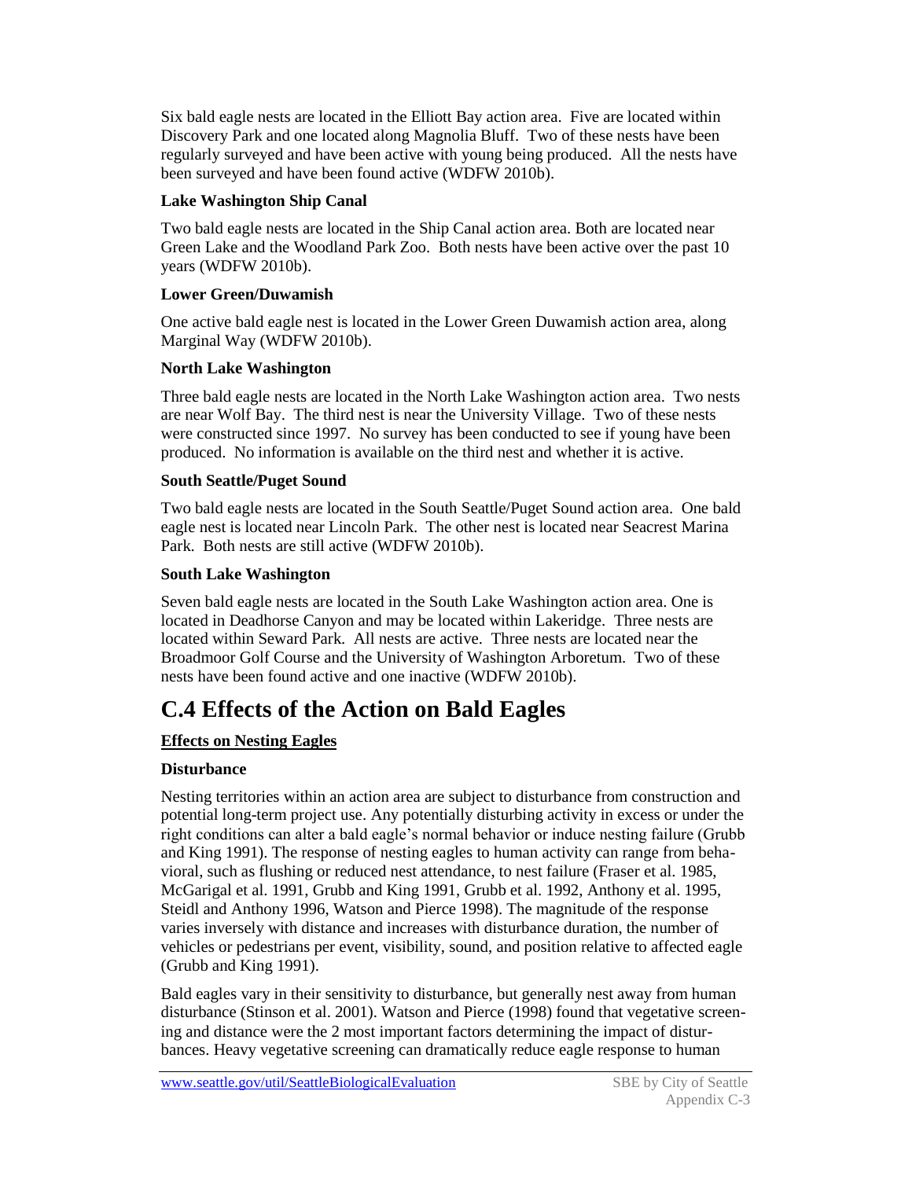Six bald eagle nests are located in the Elliott Bay action area. Five are located within Discovery Park and one located along Magnolia Bluff. Two of these nests have been regularly surveyed and have been active with young being produced. All the nests have been surveyed and have been found active (WDFW 2010b).

**Lake Washington Ship Canal**

Two bald eagle nests are located in the Ship Canal action area. Both are located near Green Lake and the Woodland Park Zoo. Both nests have been active over the past 10 years (WDFW 2010b).

**Lower Green/Duwamish**

One active bald eagle nest is located in the Lower Green Duwamish action area, along Marginal Way (WDFW 2010b).

**North Lake Washington**

Three bald eagle nests are located in the North Lake Washington action area. Two nests are near Wolf Bay. The third nest is near the University Village. Two of these nests were constructed since 1997. No survey has been conducted to see if young have been produced. No information is available on the third nest and whether it is active.

**South Seattle/Puget Sound**

Two bald eagle nests are located in the South Seattle/Puget Sound action area. One bald eagle nest is located near Lincoln Park. The other nest is located near Seacrest Marina Park. Both nests are still active (WDFW 2010b).

**South Lake Washington**

Seven bald eagle nests are located in the South Lake Washington action area. One is located in Deadhorse Canyon and may be located within Lakeridge. Three nests are located within Seward Park. All nests are active. Three nests are located near the Broadmoor Golf Course and the University of Washington Arboretum. Two of these nests have been found active and one inactive (WDFW 2010b).

# C.4 Effects of the Action on Bald Eagles

**Effects on Nesting Eagles**

**Disturbance**

Nesting territories within an action area are subject to disturbance from construction and potential long-term project use. Any potentially disturbing activity in excess or under the right conditions can alter a bald eagle's normal behavior or induce nesting failure (Grubb and King 1991). The response of nesting eagles to human activity can range from behavioral, such as flushing or reduced nest attendance, to nest failure (Fraser et al. 1985, McGarigal et al. 1991, Grubb and King 1991, Grubb et al. 1992, Anthony et al. 1995, Steidl and Anthony 1996, Watson and Pierce 1998). The magnitude of the response varies inversely with distance and increases with disturbance duration, the number of vehicles or pedestrians per event, visibility, sound, and position relative to affected eagle (Grubb and King 1991).

Bald eagles vary in their sensitivity to disturbance, but generally nest away from human disturbance (Stinson et al. 2001). Watson and Pierce (1998) found that vegetative screening and distance were the 2 most important factors determining the impact of disturbances. Heavy vegetative screening can dramatically reduce eagle response to human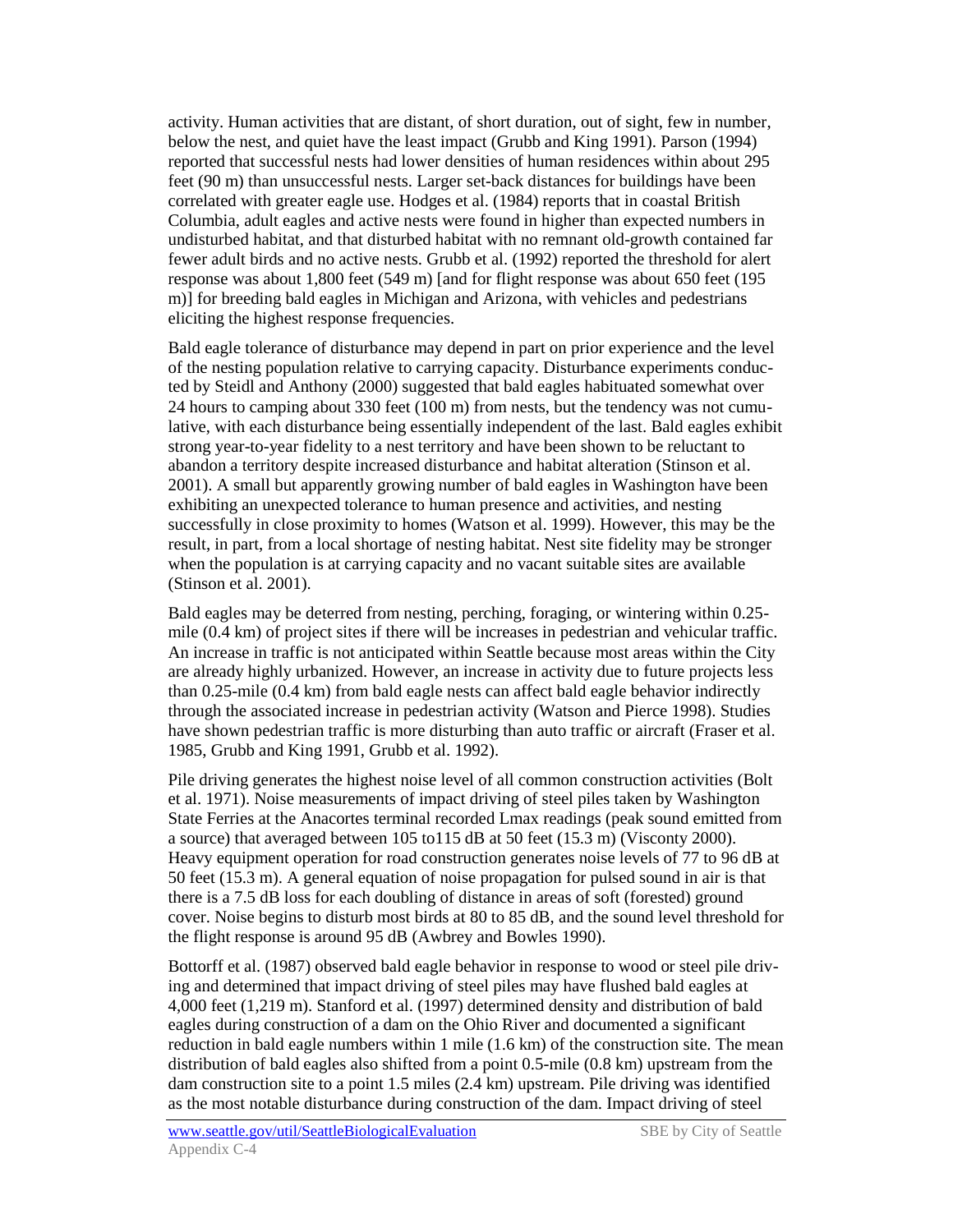activity. Human activities that are distant, of short duration, out of sight, few in number, below the nest, and quiet have the least impact (Grubb and King 1991). Parson (1994) reported that successful nests had lower densities of human residences within about 295 feet (90 m) than unsuccessful nests. Larger set-back distances for buildings have been correlated with greater eagle use. Hodges et al. (1984) reports that in coastal British Columbia, adult eagles and active nests were found in higher than expected numbers in undisturbed habitat, and that disturbed habitat with no remnant old-growth contained far fewer adult birds and no active nests. Grubb et al. (1992) reported the threshold for alert response was about 1,800 feet (549 m) [and for flight response was about 650 feet (195 m)] for breeding bald eagles in Michigan and Arizona, with vehicles and pedestrians eliciting the highest response frequencies.

Bald eagle tolerance of disturbance may depend in part on prior experience and the level of the nesting population relative to carrying capacity. Disturbance experiments conducted by Steidl and Anthony (2000) suggested that bald eagles habituated somewhat over 24 hours to camping about 330 feet (100 m) from nests, but the tendency was not cumulative, with each disturbance being essentially independent of the last. Bald eagles exhibit strong year-to-year fidelity to a nest territory and have been shown to be reluctant to abandon a territory despite increased disturbance and habitat alteration (Stinson et al. 2001). A small but apparently growing number of bald eagles in Washington have been exhibiting an unexpected tolerance to human presence and activities, and nesting successfully in close proximity to homes (Watson et al. 1999). However, this may be the result, in part, from a local shortage of nesting habitat. Nest site fidelity may be stronger when the population is at carrying capacity and no vacant suitable sites are available (Stinson et al. 2001).

Bald eagles may be deterred from nesting, perching, foraging, or wintering within 0.25-mile (0.4 km) of project sites if there will be increases in pedestrian and vehicular traffic. An increase in traffic is not anticipated within Seattle because most areas within the City are already highly urbanized. However, an increase in activity due to future projects less than 0.25-mile (0.4 km) from bald eagle nests can affect bald eagle behavior indirectly through the associated increase in pedestrian activity (Watson and Pierce 1998). Studies have shown pedestrian traffic is more disturbing than auto traffic or aircraft (Fraser et al. 1985, Grubb and King 1991, Grubb et al. 1992).

Pile driving generates the highest noise level of all common construction activities (Bolt et al. 1971). Noise measurements of impact driving of steel piles taken by Washington State Ferries at the Anacortes terminal recorded Lmax readings (peak sound emitted from a source) that averaged between 105 to115 dB at 50 feet (15.3 m) (Visconty 2000). Heavy equipment operation for road construction generates noise levels of 77 to 96 dB at 50 feet (15.3 m). A general equation of noise propagation for pulsed sound in air is that there is a 7.5 dB loss for each doubling of distance in areas of soft (forested) ground cover. Noise begins to disturb most birds at 80 to 85 dB, and the sound level threshold for the flight response is around 95 dB (Awbrey and Bowles 1990).

Bottorff et al. (1987) observed bald eagle behavior in response to wood or steel pile driving and determined that impact driving of steel piles may have flushed bald eagles at 4,000 feet (1,219 m). Stanford et al. (1997) determined density and distribution of bald eagles during construction of a dam on the Ohio River and documented a significant reduction in bald eagle numbers within 1 mile (1.6 km) of the construction site. The mean distribution of bald eagles also shifted from a point 0.5-mile (0.8 km) upstream from the dam construction site to a point 1.5 miles (2.4 km) upstream. Pile driving was identified as the most notable disturbance during construction of the dam. Impact driving of steel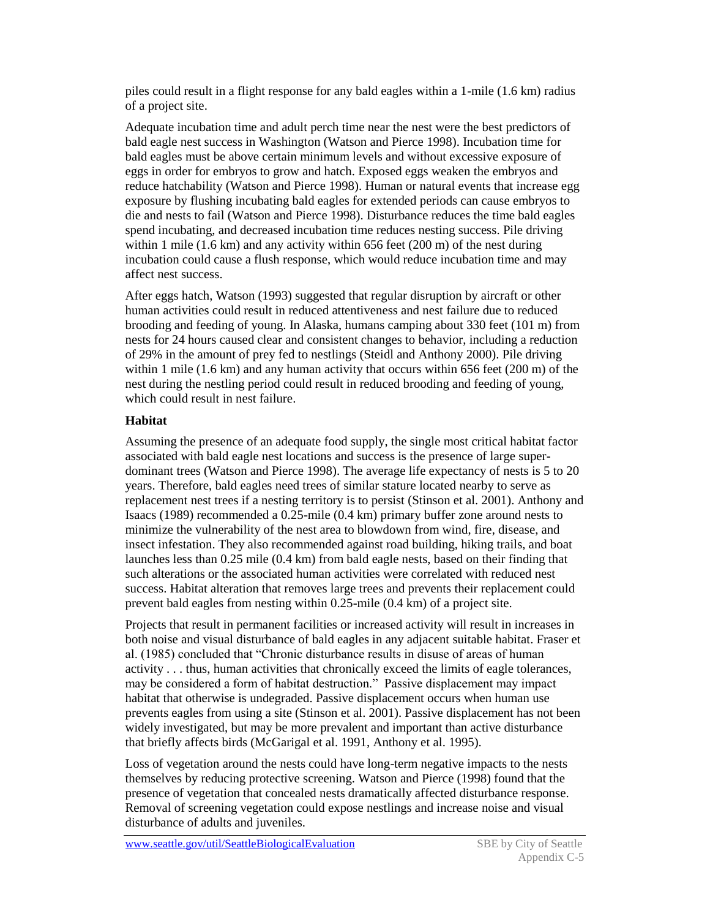piles could result in a flight response for any bald eagles within a 1-mile (1.6 km) radius of a project site.

Adequate incubation time and adult perch time near the nest were the best predictors of bald eagle nest success in Washington (Watson and Pierce 1998). Incubation time for bald eagles must be above certain minimum levels and without excessive exposure of eggs in order for embryos to grow and hatch. Exposed eggs weaken the embryos and reduce hatchability (Watson and Pierce 1998). Human or natural events that increase egg exposure by flushing incubating bald eagles for extended periods can cause embryos to die and nests to fail (Watson and Pierce 1998). Disturbance reduces the time bald eagles spend incubating, and decreased incubation time reduces nesting success. Pile driving within 1 mile (1.6 km) and any activity within 656 feet (200 m) of the nest during incubation could cause a flush response, which would reduce incubation time and may affect nest success.

After eggs hatch, Watson (1993) suggested that regular disruption by aircraft or other human activities could result in reduced attentiveness and nest failure due to reduced brooding and feeding of young. In Alaska, humans camping about 330 feet (101 m) from nests for 24 hours caused clear and consistent changes to behavior, including a reduction of 29% in the amount of prey fed to nestlings (Steidl and Anthony 2000). Pile driving within 1 mile (1.6 km) and any human activity that occurs within 656 feet (200 m) of the nest during the nestling period could result in reduced brooding and feeding of young, which could result in nest failure.

### Habitat

Assuming the presence of an adequate food supply, the single most critical habitat factor associated with bald eagle nest locations and success is the presence of large super-dominant trees (Watson and Pierce 1998). The average life expectancy of nests is 5 to 20 years. Therefore, bald eagles need trees of similar stature located nearby to serve as replacement nest trees if a nesting territory is to persist (Stinson et al. 2001). Anthony and Isaacs (1989) recommended a 0.25-mile (0.4 km) primary buffer zone around nests to minimize the vulnerability of the nest area to blowdown from wind, fire, disease, and insect infestation. They also recommended against road building, hiking trails, and boat launches less than 0.25 mile (0.4 km) from bald eagle nests, based on their finding that such alterations or the associated human activities were correlated with reduced nest success. Habitat alteration that removes large trees and prevents their replacement could prevent bald eagles from nesting within 0.25-mile (0.4 km) of a project site.

Projects that result in permanent facilities or increased activity will result in increases in both noise and visual disturbance of bald eagles in any adjacent suitable habitat. Fraser et al. (1985) concluded that "Chronic disturbance results in disuse of areas of human activity . . . thus, human activities that chronically exceed the limits of eagle tolerances, may be considered a form of habitat destruction." Passive displacement may impact habitat that otherwise is undegraded. Passive displacement occurs when human use prevents eagles from using a site (Stinson et al. 2001). Passive displacement has not been widely investigated, but may be more prevalent and important than active disturbance that briefly affects birds (McGarigal et al. 1991, Anthony et al. 1995).

Loss of vegetation around the nests could have long-term negative impacts to the nests themselves by reducing protective screening. Watson and Pierce (1998) found that the presence of vegetation that concealed nests dramatically affected disturbance response. Removal of screening vegetation could expose nestlings and increase noise and visual disturbance of adults and juveniles.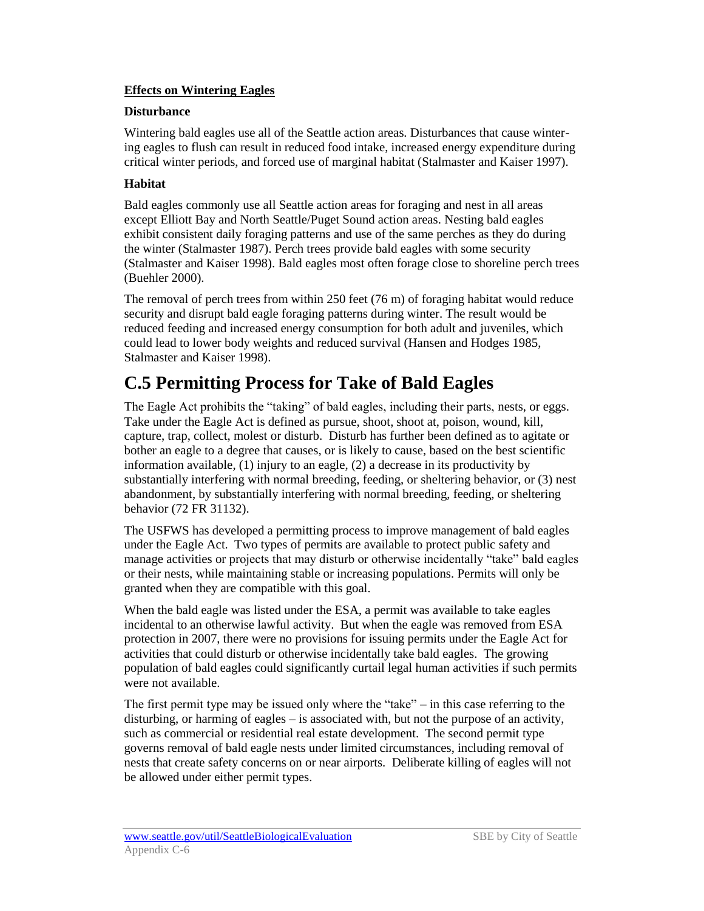**Effects on Wintering Eagles**

**Disturbance**

Wintering bald eagles use all of the Seattle action areas. Disturbances that cause wintering eagles to flush can result in reduced food intake, increased energy expenditure during critical winter periods, and forced use of marginal habitat (Stalmaster and Kaiser 1997).

**Habitat**

Bald eagles commonly use all Seattle action areas for foraging and nest in all areas except Elliott Bay and North Seattle/Puget Sound action areas. Nesting bald eagles exhibit consistent daily foraging patterns and use of the same perches as they do during the winter (Stalmaster 1987). Perch trees provide bald eagles with some security (Stalmaster and Kaiser 1998). Bald eagles most often forage close to shoreline perch trees (Buehler 2000).

The removal of perch trees from within 250 feet (76 m) of foraging habitat would reduce security and disrupt bald eagle foraging patterns during winter. The result would be reduced feeding and increased energy consumption for both adult and juveniles, which could lead to lower body weights and reduced survival (Hansen and Hodges 1985, Stalmaster and Kaiser 1998).

# C.5 Permitting Process for Take of Bald Eagles

The Eagle Act prohibits the "taking" of bald eagles, including their parts, nests, or eggs. Take under the Eagle Act is defined as pursue, shoot, shoot at, poison, wound, kill, capture, trap, collect, molest or disturb. Disturb has further been defined as to agitate or bother an eagle to a degree that causes, or is likely to cause, based on the best scientific information available, (1) injury to an eagle, (2) a decrease in its productivity by substantially interfering with normal breeding, feeding, or sheltering behavior, or (3) nest abandonment, by substantially interfering with normal breeding, feeding, or sheltering behavior (72 FR 31132).

The USFWS has developed a permitting process to improve management of bald eagles under the Eagle Act. Two types of permits are available to protect public safety and manage activities or projects that may disturb or otherwise incidentally "take" bald eagles or their nests, while maintaining stable or increasing populations. Permits will only be granted when they are compatible with this goal.

When the bald eagle was listed under the ESA, a permit was available to take eagles incidental to an otherwise lawful activity. But when the eagle was removed from ESA protection in 2007, there were no provisions for issuing permits under the Eagle Act for activities that could disturb or otherwise incidentally take bald eagles. The growing population of bald eagles could significantly curtail legal human activities if such permits were not available.

The first permit type may be issued only where the "take" – in this case referring to the disturbing, or harming of eagles – is associated with, but not the purpose of an activity, such as commercial or residential real estate development. The second permit type governs removal of bald eagle nests under limited circumstances, including removal of nests that create safety concerns on or near airports. Deliberate killing of eagles will not be allowed under either permit types.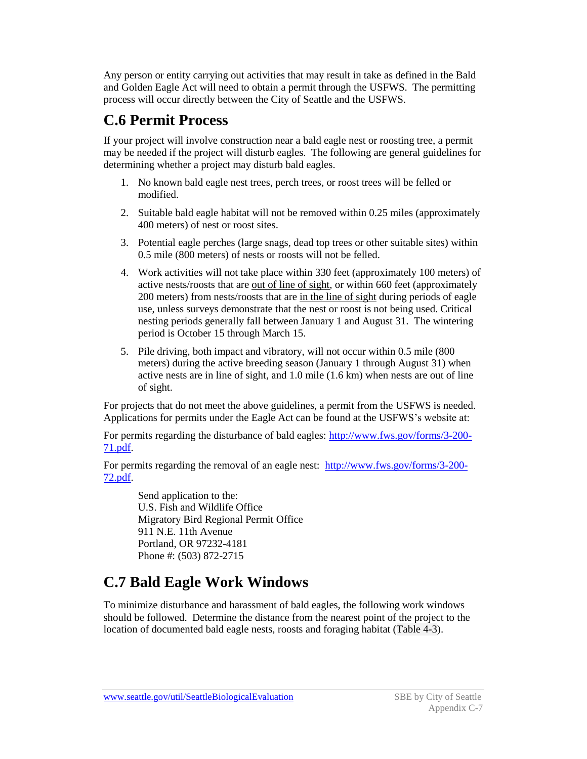Any person or entity carrying out activities that may result in take as defined in the Bald and Golden Eagle Act will need to obtain a permit through the USFWS. The permitting process will occur directly between the City of Seattle and the USFWS.

## C.6 Permit Process

If your project will involve construction near a bald eagle nest or roosting tree, a permit may be needed if the project will disturb eagles. The following are general guidelines for determining whether a project may disturb bald eagles.

1. No known bald eagle nest trees, perch trees, or roost trees will be felled or modified.
2. Suitable bald eagle habitat will not be removed within 0.25 miles (approximately 400 meters) of nest or roost sites.
3. Potential eagle perches (large snags, dead top trees or other suitable sites) within 0.5 mile (800 meters) of nests or roosts will not be felled.
4. Work activities will not take place within 330 feet (approximately 100 meters) of active nests/roosts that are out of line of sight, or within 660 feet (approximately 200 meters) from nests/roosts that are in the line of sight during periods of eagle use, unless surveys demonstrate that the nest or roost is not being used. Critical nesting periods generally fall between January 1 and August 31. The wintering period is October 15 through March 15.
5. Pile driving, both impact and vibratory, will not occur within 0.5 mile (800 meters) during the active breeding season (January 1 through August 31) when active nests are in line of sight, and 1.0 mile (1.6 km) when nests are out of line of sight.

For projects that do not meet the above guidelines, a permit from the USFWS is needed. Applications for permits under the Eagle Act can be found at the USFWS's website at:

For permits regarding the disturbance of bald eagles: http://www.fws.gov/forms/3-200-71.pdf.

For permits regarding the removal of an eagle nest: http://www.fws.gov/forms/3-200-72.pdf.

Send application to the:
U.S. Fish and Wildlife Office
Migratory Bird Regional Permit Office
911 N.E. 11th Avenue
Portland, OR 97232-4181
Phone #: (503) 872-2715

## C.7 Bald Eagle Work Windows

To minimize disturbance and harassment of bald eagles, the following work windows should be followed. Determine the distance from the nearest point of the project to the location of documented bald eagle nests, roosts and foraging habitat (Table 4-3).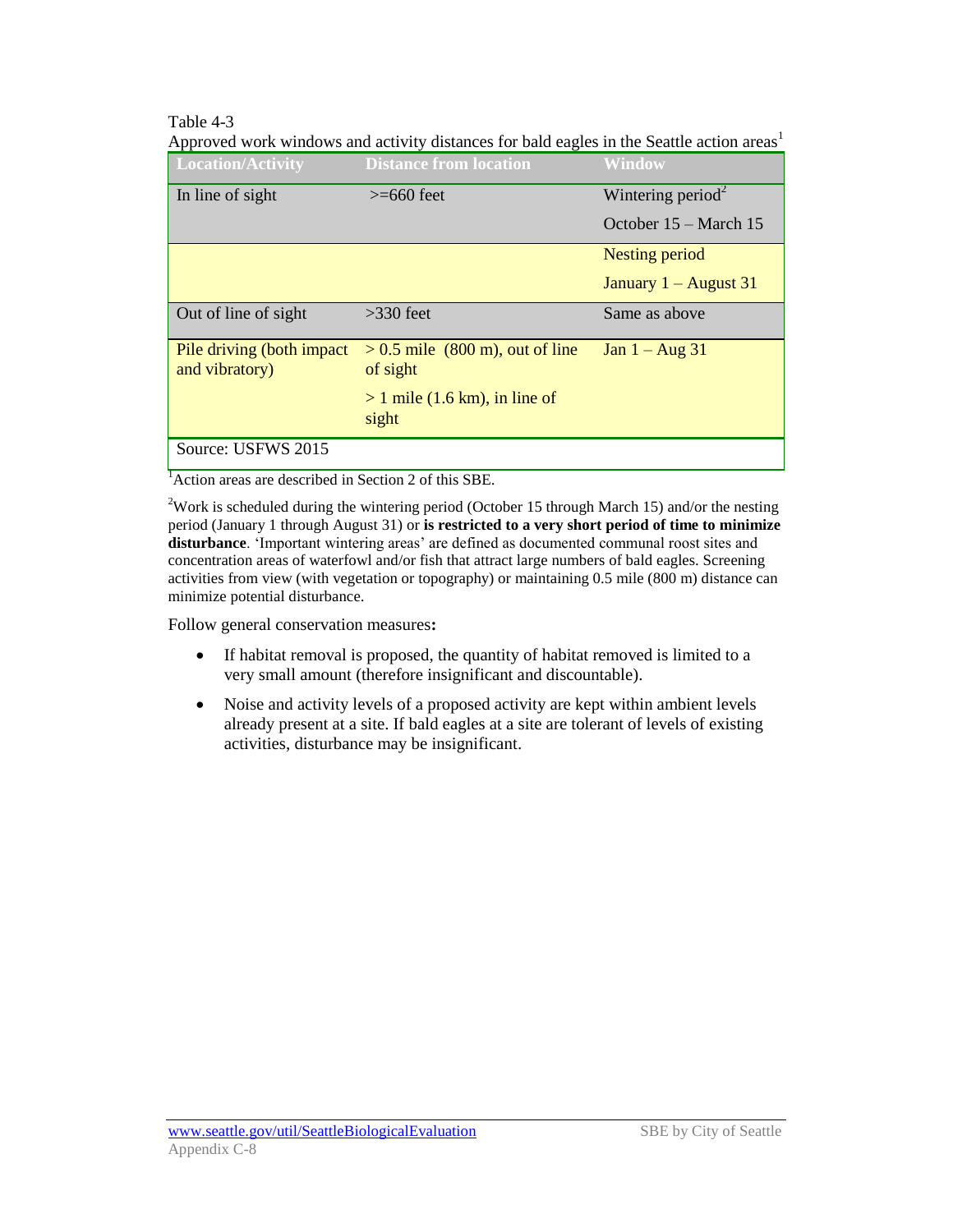Table 4-3

Approved work windows and activity distances for bald eagles in the Seattle action areas[1]

| Location/Activity | Distance from location | Window |
| --- | --- | --- |
| In line of sight | >=660 feet | Wintering period[2] October 15 – March 15 |
| | | Nesting period January 1 – August 31 |
| Out of line of sight | >330 feet | Same as above |
| Pile driving (both impact and vibratory) | > 0.5 mile (800 m), out of line of sight<br>> 1 mile (1.6 km), in line of sight | Jan 1 – Aug 31 |
| Source: USFWS 2015 | | |

[1]Action areas are described in Section 2 of this SBE.

[2]Work is scheduled during the wintering period (October 15 through March 15) and/or the nesting period (January 1 through August 31) or **is restricted to a very short period of time to minimize disturbance**. 'Important wintering areas' are defined as documented communal roost sites and concentration areas of waterfowl and/or fish that attract large numbers of bald eagles. Screening activities from view (with vegetation or topography) or maintaining 0.5 mile (800 m) distance can minimize potential disturbance.

Follow general conservation measures**:**

- If habitat removal is proposed, the quantity of habitat removed is limited to a very small amount (therefore insignificant and discountable).
- Noise and activity levels of a proposed activity are kept within ambient levels already present at a site. If bald eagles at a site are tolerant of levels of existing activities, disturbance may be insignificant.